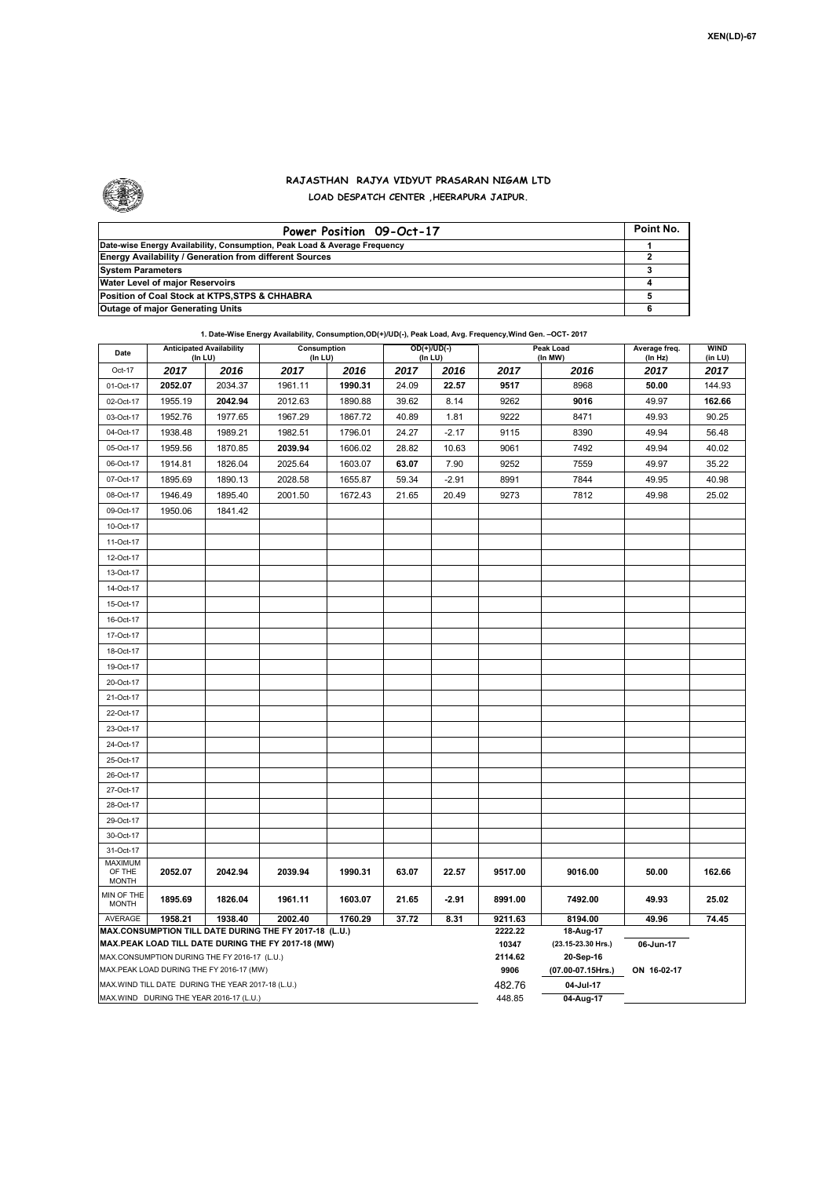XEN(LD)-67

## RAJASTHAN RAJYA VIDYUT PRASARAN NIGAM LTD
### LOAD DESPATCH CENTER ,HEERAPURA JAIPUR.

| Power Position 09-Oct-17 | Point No. |
|---|---|
| Date-wise Energy Availability, Consumption, Peak Load & Average Frequency | 1 |
| Energy Availability / Generation from different Sources | 2 |
| System Parameters | 3 |
| Water Level of major Reservoirs | 4 |
| Position of Coal Stock at KTPS,STPS & CHHABRA | 5 |
| Outage of major Generating Units | 6 |

**1. Date-Wise Energy Availability, Consumption,OD(+)/UD(-), Peak Load, Avg. Frequency,Wind Gen. –OCT- 2017**

| Date | Anticipated Availability (In LU) | | Consumption (In LU) | | OD(+)/UD(-) (In LU) | | Peak Load (In MW) | | Average freq. (In Hz) | WIND (in LU) |
|---|---|---|---|---|---|---|---|---|---|---|
| Oct-17 | 2017 | 2016 | 2017 | 2016 | 2017 | 2016 | 2017 | 2016 | 2017 | 2017 |
| 01-Oct-17 | **2052.07** | 2034.37 | 1961.11 | **1990.31** | 24.09 | **22.57** | **9517** | 8968 | **50.00** | 144.93 |
| 02-Oct-17 | 1955.19 | **2042.94** | 2012.63 | 1890.88 | 39.62 | 8.14 | 9262 | **9016** | 49.97 | **162.66** |
| 03-Oct-17 | 1952.76 | 1977.65 | 1967.29 | 1867.72 | 40.89 | 1.81 | 9222 | 8471 | 49.93 | 90.25 |
| 04-Oct-17 | 1938.48 | 1989.21 | 1982.51 | 1796.01 | 24.27 | -2.17 | 9115 | 8390 | 49.94 | 56.48 |
| 05-Oct-17 | 1959.56 | 1870.85 | **2039.94** | 1606.02 | 28.82 | 10.63 | 9061 | 7492 | 49.94 | 40.02 |
| 06-Oct-17 | 1914.81 | 1826.04 | 2025.64 | 1603.07 | **63.07** | 7.90 | 9252 | 7559 | 49.97 | 35.22 |
| 07-Oct-17 | 1895.69 | 1890.13 | 2028.58 | 1655.87 | 59.34 | -2.91 | 8991 | 7844 | 49.95 | 40.98 |
| 08-Oct-17 | 1946.49 | 1895.40 | 2001.50 | 1672.43 | 21.65 | 20.49 | 9273 | 7812 | 49.98 | 25.02 |
| 09-Oct-17 | 1950.06 | 1841.42 | | | | | | | | |
| 10-Oct-17 | | | | | | | | | | |
| 11-Oct-17 | | | | | | | | | | |
| 12-Oct-17 | | | | | | | | | | |
| 13-Oct-17 | | | | | | | | | | |
| 14-Oct-17 | | | | | | | | | | |
| 15-Oct-17 | | | | | | | | | | |
| 16-Oct-17 | | | | | | | | | | |
| 17-Oct-17 | | | | | | | | | | |
| 18-Oct-17 | | | | | | | | | | |
| 19-Oct-17 | | | | | | | | | | |
| 20-Oct-17 | | | | | | | | | | |
| 21-Oct-17 | | | | | | | | | | |
| 22-Oct-17 | | | | | | | | | | |
| 23-Oct-17 | | | | | | | | | | |
| 24-Oct-17 | | | | | | | | | | |
| 25-Oct-17 | | | | | | | | | | |
| 26-Oct-17 | | | | | | | | | | |
| 27-Oct-17 | | | | | | | | | | |
| 28-Oct-17 | | | | | | | | | | |
| 29-Oct-17 | | | | | | | | | | |
| 30-Oct-17 | | | | | | | | | | |
| 31-Oct-17 | | | | | | | | | | |
| MAXIMUM OF THE MONTH | 2052.07 | 2042.94 | 2039.94 | 1990.31 | 63.07 | 22.57 | 9517.00 | 9016.00 | 50.00 | 162.66 |
| MIN OF THE MONTH | 1895.69 | 1826.04 | 1961.11 | 1603.07 | 21.65 | -2.91 | 8991.00 | 7492.00 | 49.93 | 25.02 |
| AVERAGE | 1958.21 | 1938.40 | 2002.40 | 1760.29 | 37.72 | 8.31 | 9211.63 | 8194.00 | 49.96 | 74.45 |

| | | | |
|---|---|---|---|
| MAX.CONSUMPTION TILL DATE DURING THE FY 2017-18 (L.U.) | 2222.22 | 18-Aug-17 | |
| MAX.PEAK LOAD TILL DATE DURING THE FY 2017-18 (MW) | 10347 | (23.15-23.30 Hrs.) | 06-Jun-17 |
| MAX.CONSUMPTION DURING THE FY 2016-17 (L.U.) | 2114.62 | 20-Sep-16 | |
| MAX.PEAK LOAD DURING THE FY 2016-17 (MW) | 9906 | (07.00-07.15Hrs.) | ON 16-02-17 |
| MAX.WIND TILL DATE DURING THE YEAR 2017-18 (L.U.) | 482.76 | 04-Jul-17 | |
| MAX.WIND DURING THE YEAR 2016-17 (L.U.) | 448.85 | 04-Aug-17 | |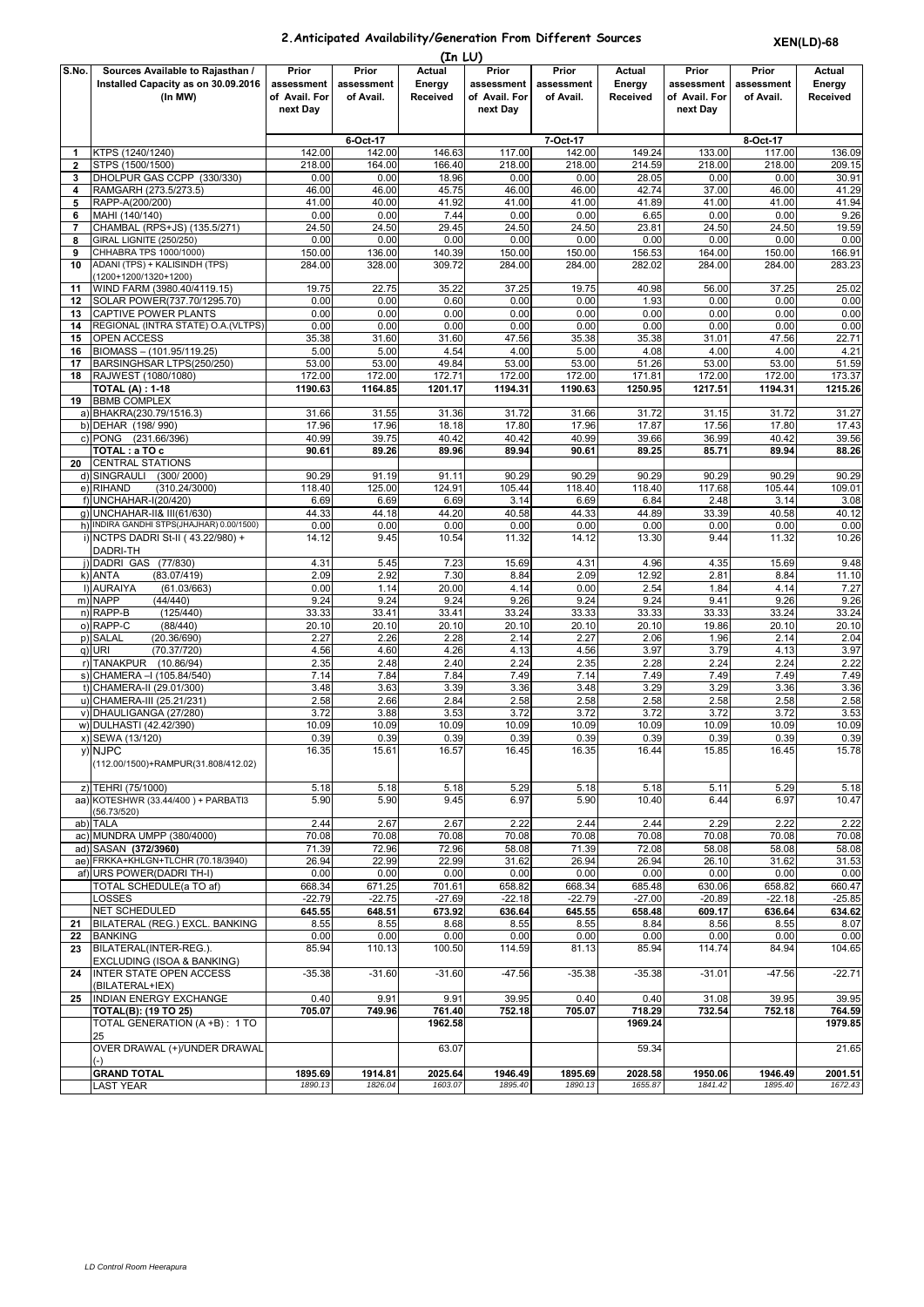## 2.Anticipated Availability/Generation From Different Sources

**XEN(LD)-68**

**(In LU)**

| S.No. | Sources Available to Rajasthan / Installed Capacity as on 30.09.2016 (In MW) | Prior assessment of Avail. For next Day | Prior assessment of Avail. | Actual Energy Received | Prior assessment of Avail. For next Day | Prior assessment of Avail. | Actual Energy Received | Prior assessment of Avail. For next Day | Prior assessment of Avail. | Actual Energy Received |
|---|---|---|---|---|---|---|---|---|---|---|
| | | 6-Oct-17 | | | 7-Oct-17 | | | 8-Oct-17 | | |
| 1 | KTPS (1240/1240) | 142.00 | 142.00 | 146.63 | 117.00 | 142.00 | 149.24 | 133.00 | 117.00 | 136.09 |
| 2 | STPS (1500/1500) | 218.00 | 164.00 | 166.40 | 218.00 | 218.00 | 214.59 | 218.00 | 218.00 | 209.15 |
| 3 | DHOLPUR GAS CCPP (330/330) | 0.00 | 0.00 | 18.96 | 0.00 | 0.00 | 28.05 | 0.00 | 0.00 | 30.91 |
| 4 | RAMGARH (273.5/273.5) | 46.00 | 46.00 | 45.75 | 46.00 | 46.00 | 42.74 | 37.00 | 46.00 | 41.29 |
| 5 | RAPP-A(200/200) | 41.00 | 40.00 | 41.92 | 41.00 | 41.00 | 41.89 | 41.00 | 41.00 | 41.94 |
| 6 | MAHI (140/140) | 0.00 | 0.00 | 7.44 | 0.00 | 0.00 | 6.65 | 0.00 | 0.00 | 9.26 |
| 7 | CHAMBAL (RPS+JS) (135.5/271) | 24.50 | 24.50 | 29.45 | 24.50 | 24.50 | 23.81 | 24.50 | 24.50 | 19.59 |
| 8 | GIRAL LIGNITE (250/250) | 0.00 | 0.00 | 0.00 | 0.00 | 0.00 | 0.00 | 0.00 | 0.00 | 0.00 |
| 9 | CHHABRA TPS 1000/1000) | 150.00 | 136.00 | 140.39 | 150.00 | 150.00 | 156.53 | 164.00 | 150.00 | 166.91 |
| 10 | ADANI (TPS) + KALISINDH (TPS) (1200+1200/1320+1200) | 284.00 | 328.00 | 309.72 | 284.00 | 284.00 | 282.02 | 284.00 | 284.00 | 283.23 |
| 11 | WIND FARM (3980.40/4119.15) | 19.75 | 22.75 | 35.22 | 37.25 | 19.75 | 40.98 | 56.00 | 37.25 | 25.02 |
| 12 | SOLAR POWER(737.70/1295.70) | 0.00 | 0.00 | 0.60 | 0.00 | 0.00 | 1.93 | 0.00 | 0.00 | 0.00 |
| 13 | CAPTIVE POWER PLANTS | 0.00 | 0.00 | 0.00 | 0.00 | 0.00 | 0.00 | 0.00 | 0.00 | 0.00 |
| 14 | REGIONAL (INTRA STATE) O.A.(VLTPS) | 0.00 | 0.00 | 0.00 | 0.00 | 0.00 | 0.00 | 0.00 | 0.00 | 0.00 |
| 15 | OPEN ACCESS | 35.38 | 31.60 | 31.60 | 47.56 | 35.38 | 35.38 | 31.01 | 47.56 | 22.71 |
| 16 | BIOMASS – (101.95/119.25) | 5.00 | 5.00 | 4.54 | 4.00 | 5.00 | 4.08 | 4.00 | 4.00 | 4.21 |
| 17 | BARSINGHSAR LTPS(250/250) | 53.00 | 53.00 | 49.84 | 53.00 | 53.00 | 51.26 | 53.00 | 53.00 | 51.59 |
| 18 | RAJWEST (1080/1080) | 172.00 | 172.00 | 172.71 | 172.00 | 172.00 | 171.81 | 172.00 | 172.00 | 173.37 |
| | **TOTAL (A) : 1-18** | **1190.63** | **1164.85** | **1201.17** | **1194.31** | **1190.63** | **1250.95** | **1217.51** | **1194.31** | **1215.26** |
| 19 | BBMB COMPLEX | | | | | | | | | |
| | a) BHAKRA(230.79/1516.3) | 31.66 | 31.55 | 31.36 | 31.72 | 31.66 | 31.72 | 31.15 | 31.72 | 31.27 |
| | b) DEHAR (198/ 990) | 17.96 | 17.96 | 18.18 | 17.80 | 17.96 | 17.87 | 17.56 | 17.80 | 17.43 |
| | c) PONG (231.66/396) | 40.99 | 39.75 | 40.42 | 40.42 | 40.99 | 39.66 | 36.99 | 40.42 | 39.56 |
| | **TOTAL : a TO c** | **90.61** | **89.26** | **89.96** | **89.94** | **90.61** | **89.25** | **85.71** | **89.94** | **88.26** |
| 20 | CENTRAL STATIONS | | | | | | | | | |
| | d) SINGRAULI (300/ 2000) | 90.29 | 91.19 | 91.11 | 90.29 | 90.29 | 90.29 | 90.29 | 90.29 | 90.29 |
| | e) RIHAND (310.24/3000) | 118.40 | 125.00 | 124.91 | 105.44 | 118.40 | 118.40 | 117.68 | 105.44 | 109.01 |
| | f) UNCHAHAR-I(20/420) | 6.69 | 6.69 | 6.69 | 3.14 | 6.69 | 6.84 | 2.48 | 3.14 | 3.08 |
| | g) UNCHAHAR-II& III(61/630) | 44.33 | 44.18 | 44.20 | 40.58 | 44.33 | 44.89 | 33.39 | 40.58 | 40.12 |
| | h) INDIRA GANDHI STPS(JHAJHAR) 0.00/1500) | 0.00 | 0.00 | 0.00 | 0.00 | 0.00 | 0.00 | 0.00 | 0.00 | 0.00 |
| | i) NCTPS DADRI St-II ( 43.22/980) + DADRI-TH | 14.12 | 9.45 | 10.54 | 11.32 | 14.12 | 13.30 | 9.44 | 11.32 | 10.26 |
| | j) DADRI GAS (77/830) | 4.31 | 5.45 | 7.23 | 15.69 | 4.31 | 4.96 | 4.35 | 15.69 | 9.48 |
| | k) ANTA (83.07/419) | 2.09 | 2.92 | 7.30 | 8.84 | 2.09 | 12.92 | 2.81 | 8.84 | 11.10 |
| | l) AURAIYA (61.03/663) | 0.00 | 1.14 | 20.00 | 4.14 | 0.00 | 2.54 | 1.84 | 4.14 | 7.27 |
| | m) NAPP (44/440) | 9.24 | 9.24 | 9.24 | 9.26 | 9.24 | 9.24 | 9.41 | 9.26 | 9.26 |
| | n) RAPP-B (125/440) | 33.33 | 33.41 | 33.41 | 33.24 | 33.33 | 33.33 | 33.33 | 33.24 | 33.24 |
| | o) RAPP-C (88/440) | 20.10 | 20.10 | 20.10 | 20.10 | 20.10 | 20.10 | 19.86 | 20.10 | 20.10 |
| | p) SALAL (20.36/690) | 2.27 | 2.26 | 2.28 | 2.14 | 2.27 | 2.06 | 1.96 | 2.14 | 2.04 |
| | q) URI (70.37/720) | 4.56 | 4.60 | 4.26 | 4.13 | 4.56 | 3.97 | 3.79 | 4.13 | 3.97 |
| | r) TANAKPUR (10.86/94) | 2.35 | 2.48 | 2.40 | 2.24 | 2.35 | 2.28 | 2.24 | 2.24 | 2.22 |
| | s) CHAMERA –I (105.84/540) | 7.14 | 7.84 | 7.84 | 7.49 | 7.14 | 7.49 | 7.49 | 7.49 | 7.49 |
| | t) CHAMERA-II (29.01/300) | 3.48 | 3.63 | 3.39 | 3.36 | 3.48 | 3.29 | 3.29 | 3.36 | 3.36 |
| | u) CHAMERA-III (25.21/231) | 2.58 | 2.66 | 2.84 | 2.58 | 2.58 | 2.58 | 2.58 | 2.58 | 2.58 |
| | v) DHAULIGANGA (27/280) | 3.72 | 3.88 | 3.53 | 3.72 | 3.72 | 3.72 | 3.72 | 3.72 | 3.53 |
| | w) DULHASTI (42.42/390) | 10.09 | 10.09 | 10.09 | 10.09 | 10.09 | 10.09 | 10.09 | 10.09 | 10.09 |
| | x) SEWA (13/120) | 0.39 | 0.39 | 0.39 | 0.39 | 0.39 | 0.39 | 0.39 | 0.39 | 0.39 |
| | y) NJPC (112.00/1500)+RAMPUR(31.808/412.02) | 16.35 | 15.61 | 16.57 | 16.45 | 16.35 | 16.44 | 15.85 | 16.45 | 15.78 |
| | z) TEHRI (75/1000) | 5.18 | 5.18 | 5.18 | 5.29 | 5.18 | 5.18 | 5.11 | 5.29 | 5.18 |
| | aa) KOTESHWR (33.44/400 ) + PARBATI3 (56.73/520) | 5.90 | 5.90 | 9.45 | 6.97 | 5.90 | 10.40 | 6.44 | 6.97 | 10.47 |
| | ab) TALA | 2.44 | 2.67 | 2.67 | 2.22 | 2.44 | 2.44 | 2.29 | 2.22 | 2.22 |
| | ac) MUNDRA UMPP (380/4000) | 70.08 | 70.08 | 70.08 | 70.08 | 70.08 | 70.08 | 70.08 | 70.08 | 70.08 |
| | ad) SASAN **(372/3960)** | 71.39 | 72.96 | 72.96 | 58.08 | 71.39 | 72.08 | 58.08 | 58.08 | 58.08 |
| | ae) FRKKA+KHLGN+TLCHR (70.18/3940) | 26.94 | 22.99 | 22.99 | 31.62 | 26.94 | 26.94 | 26.10 | 31.62 | 31.53 |
| | af) URS POWER(DADRI TH-I) | 0.00 | 0.00 | 0.00 | 0.00 | 0.00 | 0.00 | 0.00 | 0.00 | 0.00 |
| | TOTAL SCHEDULE(a TO af) | 668.34 | 671.25 | 701.61 | 658.82 | 668.34 | 685.48 | 630.06 | 658.82 | 660.47 |
| | LOSSES | -22.79 | -22.75 | -27.69 | -22.18 | -22.79 | -27.00 | -20.89 | -22.18 | -25.85 |
| | NET SCHEDULED | **645.55** | **648.51** | **673.92** | **636.64** | **645.55** | **658.48** | **609.17** | **636.64** | **634.62** |
| 21 | BILATERAL (REG.) EXCL. BANKING | 8.55 | 8.55 | 8.68 | 8.55 | 8.55 | 8.84 | 8.56 | 8.55 | 8.07 |
| 22 | BANKING | 0.00 | 0.00 | 0.00 | 0.00 | 0.00 | 0.00 | 0.00 | 0.00 | 0.00 |
| 23 | BILATERAL(INTER-REG.). EXCLUDING (ISOA & BANKING) | 85.94 | 110.13 | 100.50 | 114.59 | 81.13 | 85.94 | 114.74 | 84.94 | 104.65 |
| 24 | INTER STATE OPEN ACCESS (BILATERAL+IEX) | -35.38 | -31.60 | -31.60 | -47.56 | -35.38 | -35.38 | -31.01 | -47.56 | -22.71 |
| 25 | INDIAN ENERGY EXCHANGE | 0.40 | 9.91 | 9.91 | 39.95 | 0.40 | 0.40 | 31.08 | 39.95 | 39.95 |
| | **TOTAL(B): (19 TO 25)** | **705.07** | **749.96** | **761.40** | **752.18** | **705.07** | **718.29** | **732.54** | **752.18** | **764.59** |
| | TOTAL GENERATION (A +B) : 1 TO 25 | | | **1962.58** | | | **1969.24** | | | **1979.85** |
| | OVER DRAWAL (+)/UNDER DRAWAL (-) | | | 63.07 | | | 59.34 | | | 21.65 |
| | **GRAND TOTAL** | **1895.69** | **1914.81** | **2025.64** | **1946.49** | **1895.69** | **2028.58** | **1950.06** | **1946.49** | **2001.51** |
| | LAST YEAR | *1890.13* | *1826.04* | *1603.07* | *1895.40* | *1890.13* | *1655.87* | *1841.42* | *1895.40* | *1672.43* |

*LD Control Room Heerapura*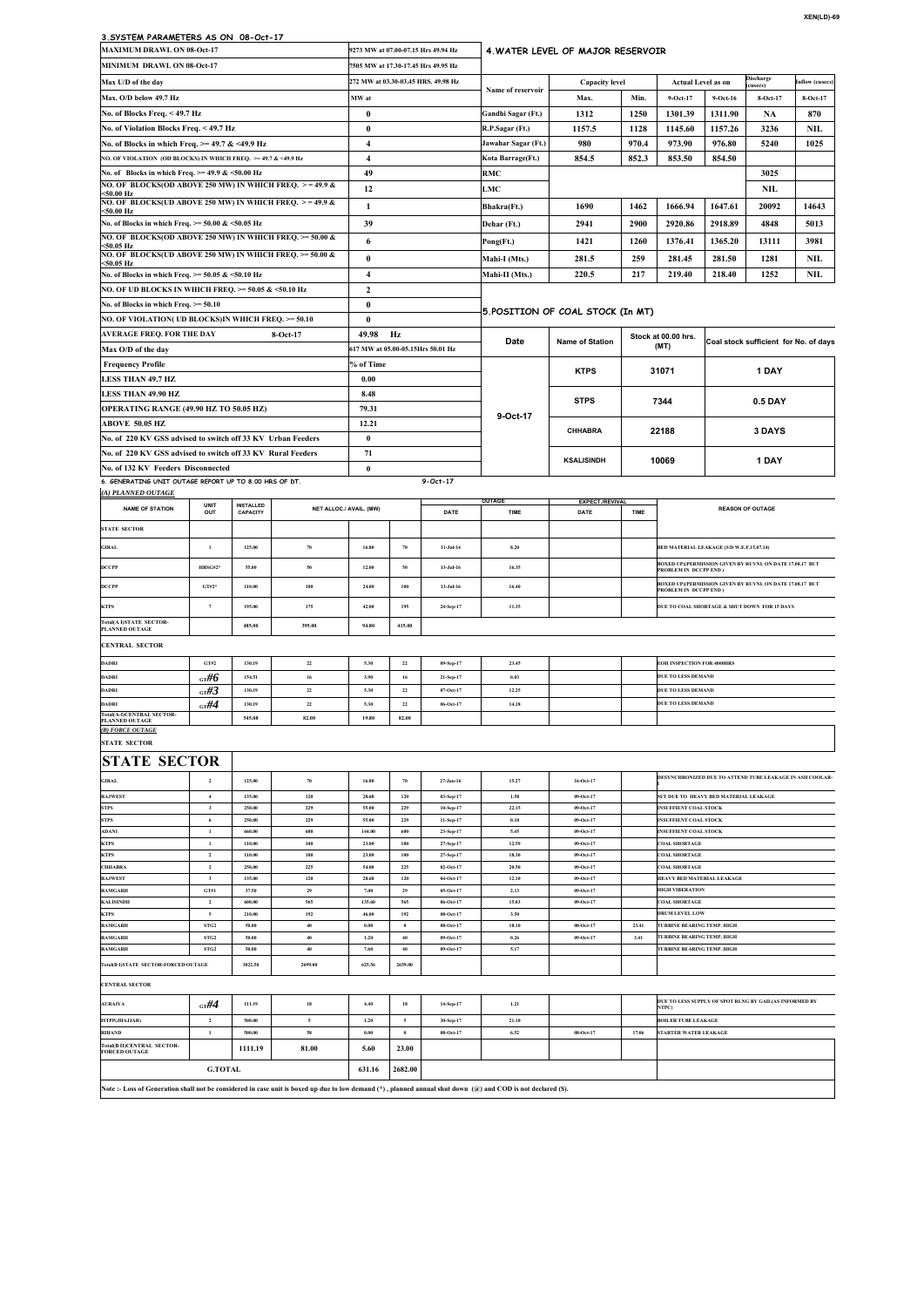## 3.SYSTEM PARAMETERS AS ON 08-Oct-17

| | |
|---|---|
| MAXIMUM DRAWL ON 08-Oct-17 | 9273 MW at 07.00-07.15 Hrs 49.94 Hz |
| MINIMUM DRAWL ON 08-Oct-17 | 7505 MW at 17.30-17.45 Hrs 49.95 Hz |
| Max U/D of the day | 272 MW at 03.30-03.45 HRS. 49.98 Hz |
| Max. O/D below 49.7 Hz | MW at |
| No. of Blocks Freq. < 49.7 Hz | 0 |
| No. of Violation Blocks Freq. < 49.7 Hz | 0 |
| No. of Blocks in which Freq. >= 49.7 & <49.9 Hz | 4 |
| NO. OF VIOLATION (OD BLOCKS) IN WHICH FREQ. >= 49.7 & <49.9 Hz | 4 |
| No. of Blocks in which Freq. >= 49.9 & <50.00 Hz | 49 |
| NO. OF BLOCKS(OD ABOVE 250 MW) IN WHICH FREQ. > = 49.9 & <50.00 Hz | 12 |
| NO. OF BLOCKS(UD ABOVE 250 MW) IN WHICH FREQ. > = 49.9 & <50.00 Hz | 1 |
| No. of Blocks in which Freq. >= 50.00 & <50.05 Hz | 39 |
| NO. OF BLOCKS(OD ABOVE 250 MW) IN WHICH FREQ. >= 50.00 & <50.05 Hz | 6 |
| NO. OF BLOCKS(UD ABOVE 250 MW) IN WHICH FREQ. >= 50.00 & <50.05 Hz | 0 |
| No. of Blocks in which Freq. >= 50.05 & <50.10 Hz | 4 |
| NO. OF UD BLOCKS IN WHICH FREQ. >= 50.05 & <50.10 Hz | 2 |
| No. of Blocks in which Freq. >= 50.10 | 0 |
| NO. OF VIOLATION( UD BLOCKS)IN WHICH FREQ. >= 50.10 | 0 |
| AVERAGE FREQ. FOR THE DAY 8-Oct-17 | 49.98 Hz |
| Max O/D of the day | 617 MW at 05.00-05.15Hrs 50.01 Hz |
| Frequency Profile | % of Time |
| LESS THAN 49.7 HZ | 0.00 |
| LESS THAN 49.90 HZ | 8.48 |
| OPERATING RANGE (49.90 HZ TO 50.05 HZ) | 79.31 |
| ABOVE 50.05 HZ | 12.21 |
| No. of 220 KV GSS advised to switch off 33 KV Urban Feeders | 0 |
| No. of 220 KV GSS advised to switch off 33 KV Rural Feeders | 71 |
| No. of 132 KV Feeders Disconnected | 0 |

## 4.WATER LEVEL OF MAJOR RESERVOIR

| Name of reservoir | Capacity level Max. | Min. | Actual Level as on 9-Oct-17 | 9-Oct-16 | Discharge (cusecs) 8-Oct-17 | Inflow (cusecs) 8-Oct-17 |
|---|---|---|---|---|---|---|
| Gandhi Sagar (Ft.) | 1312 | 1250 | 1301.39 | 1311.90 | NA | 870 |
| R.P.Sagar (Ft.) | 1157.5 | 1128 | 1145.60 | 1157.26 | 3236 | NIL |
| Jawahar Sagar (Ft.) | 980 | 970.4 | 973.90 | 976.80 | 5240 | 1025 |
| Kota Barrage(Ft.) | 854.5 | 852.3 | 853.50 | 854.50 | | |
| RMC | | | | | 3025 | |
| LMC | | | | | NIL | |
| Bhakra(Ft.) | 1690 | 1462 | 1666.94 | 1647.61 | 20092 | 14643 |
| Dehar (Ft.) | 2941 | 2900 | 2920.86 | 2918.89 | 4848 | 5013 |
| Pong(Ft.) | 1421 | 1260 | 1376.41 | 1365.20 | 13111 | 3981 |
| Mahi-I (Mts.) | 281.5 | 259 | 281.45 | 281.50 | 1281 | NIL |
| Mahi-II (Mts.) | 220.5 | 217 | 219.40 | 218.40 | 1252 | NIL |

## 5.POSITION OF COAL STOCK (In MT)

| Date | Name of Station | Stock at 00.00 hrs. (MT) | Coal stock sufficient for No. of days |
|---|---|---|---|
| 9-Oct-17 | KTPS | 31071 | 1 DAY |
| | STPS | 7344 | 0.5 DAY |
| | CHHABRA | 22188 | 3 DAYS |
| | KSALISINDH | 10069 | 1 DAY |

## 6. GENERATING UNIT OUTAGE REPORT UP TO 8.00 HRS OF DT. 9-Oct-17

### (A) PLANNED OUTAGE

| NAME OF STATION | UNIT OUT | INSTALLED CAPACITY | NET ALLOC./ AVAIL. (MW) | | | OUTAGE DATE | TIME | EXPECT./REVIVAL DATE | TIME | REASON OF OUTAGE |
|---|---|---|---|---|---|---|---|---|---|---|
| **STATE SECTOR** | | | | | | | | | | |
| GIRAL | 1 | 125.00 | 70 | 16.80 | 70 | 11-Jul-14 | 8.20 | | | BED MATERIAL LEAKAGE (S/D W.E.F.15.07.14) |
| DCCPP | HRSG#2* | 55.00 | 50 | 12.00 | 50 | 13-Jul-16 | 16.35 | | | BOXED UP(PERMISSION GIVEN BY RUVNL ON DATE 17.08.17 BUT PROBLEM IN DCCPP END ) |
| DCCPP | GT#2* | 110.00 | 100 | 24.00 | 100 | 13-Jul-16 | 16.40 | | | BOXED UP(PERMISSION GIVEN BY RUVNL ON DATE 17.08.17 BUT PROBLEM IN DCCPP END ) |
| KTPS | 7 | 195.00 | 175 | 42.00 | 195 | 24-Sep-17 | 11.35 | | | DUE TO COAL SHORTAGE & SHUT DOWN FOR 15 DAYS |
| Total(A I)STATE SECTOR-PLANNED OUTAGE | | 485.00 | 395.00 | 94.80 | 415.00 | | | | | |
| **CENTRAL SECTOR** | | | | | | | | | | |
| DADRI | GT#2 | 130.19 | 22 | 5.30 | 22 | 09-Sep-17 | 23.45 | | | EOH INSPECTION FOR 4000HRS |
| DADRI | GT#6 | 154.51 | 16 | 3.90 | 16 | 21-Sep-17 | 0.03 | | | DUE TO LESS DEMAND |
| DADRI | GT#3 | 130.19 | 22 | 5.30 | 22 | 07-Oct-17 | 12.25 | | | DUE TO LESS DEMAND |
| DADRI | GT#4 | 130.19 | 22 | 5.30 | 22 | 06-Oct-17 | 14.18 | | | DUE TO LESS DEMAND |
| Total(A-I)CENTRAL SECTOR-PLANNED OUTAGE | | 545.08 | 82.00 | 19.80 | 82.00 | | | | | |

### (B) FORCE OUTAGE

| NAME OF STATION | UNIT OUT | INSTALLED CAPACITY | NET ALLOC./ AVAIL. (MW) | | | OUTAGE DATE | TIME | EXPECT./REVIVAL DATE | TIME | REASON OF OUTAGE |
|---|---|---|---|---|---|---|---|---|---|---|
| **STATE SECTOR** | | | | | | | | | | |
| GIRAL | 2 | 125.00 | 70 | 16.80 | 70 | 27-Jan-16 | 15.27 | 16-Oct-17 | | DESYNCHRONIZED DUE TO ATTEND TUBE LEAKAGE IN ASH COOLAR-I |
| RAJWEST | 4 | 135.00 | 120 | 28.68 | 120 | 03-Sep-17 | 1.58 | 09-Oct-17 | | M/T DUE TO HEAVY BED MATERIAL LEAKAGE |
| STPS | 3 | 250.00 | 229 | 55.00 | 229 | 10-Sep-17 | 22.15 | 09-Oct-17 | | INSUFFIENT COAL STOCK |
| STPS | 6 | 250.00 | 229 | 55.00 | 229 | 11-Sep-17 | 0.10 | 09-Oct-17 | | INSUFFIENT COAL STOCK |
| ADANI | 1 | 660.00 | 600 | 144.00 | 600 | 23-Sep-17 | 5.45 | 09-Oct-17 | | INSUFFIENT COAL STOCK |
| KTPS | 1 | 110.00 | 100 | 23.00 | 100 | 27-Sep-17 | 12.59 | 09-Oct-17 | | COAL SHORTAGE |
| KTPS | 2 | 110.00 | 100 | 23.00 | 100 | 27-Sep-17 | 18.30 | 09-Oct-17 | | COAL SHORTAGE |
| CHHABRA | 2 | 250.00 | 225 | 54.00 | 225 | 02-Oct-17 | 20.50 | 09-Oct-17 | | COAL SHORTAGE |
| RAJWEST | 3 | 135.00 | 120 | 28.68 | 120 | 04-Oct-17 | 12.10 | 09-Oct-17 | | HEAVY BED MATERIAL LEAKAGE |
| RAMGARH | GT#1 | 37.50 | 29 | 7.00 | 29 | 05-Oct-17 | 2.13 | 09-Oct-17 | | HIGH VIBERATION |
| KALISINDH | 2 | 600.00 | 565 | 135.60 | 565 | 06-Oct-17 | 15.03 | 09-Oct-17 | | COAL SHORTAGE |
| KTPS | 5 | 210.00 | 192 | 46.00 | 192 | 08-Oct-17 | 3.50 | | | DRUM LEVEL LOW |
| RAMGARH | STG2 | 50.00 | 40 | 0.00 | 0 | 08-Oct-17 | 18.10 | 08-Oct-17 | 23.41 | TURBINE BEARING TEMP. HIGH |
| RAMGARH | STG2 | 50.00 | 40 | 1.20 | 40 | 09-Oct-17 | 0.26 | 09-Oct-17 | 3.41 | TURBINE BEARING TEMP. HIGH |
| RAMGARH | STG2 | 50.00 | 40 | 7.60 | 40 | 09-Oct-17 | 5.17 | | | TURBINE BEARING TEMP. HIGH |
| Total(B I)STATE SECTOR-FORCED OUTAGE | | 3022.50 | 2699.00 | 625.56 | 2659.00 | | | | | |
| **CENTRAL SECTOR** | | | | | | | | | | |
| AURAIYA | GT#4 | 111.19 | 18 | 4.40 | 18 | 14-Sep-17 | 1.21 | | | DUE TO LESS SUPPLY OF SPOT RLNG BY GAIL(AS INFORMED BY NTPC) |
| ISTPP(JHAJJAR) | 2 | 500.00 | 5 | 1.20 | 5 | 30-Sep-17 | 21.10 | | | BOILER TUBE LEAKAGE |
| RIHAND | 1 | 500.00 | 58 | 0.00 | 0 | 08-Oct-17 | 6.52 | 08-Oct-17 | 17.06 | STARTER WATER LEAKAGE |
| Total(B II)CENTRAL SECTOR-FORCED OUTAGE | | 1111.19 | 81.00 | 5.60 | 23.00 | | | | | |
| G.TOTAL | | | | 631.16 | 2682.00 | | | | | |

Note :- Loss of Generation shall not be considered in case unit is boxed up due to low demand (*) , planned annual shut down (@) and COD is not declared ($).